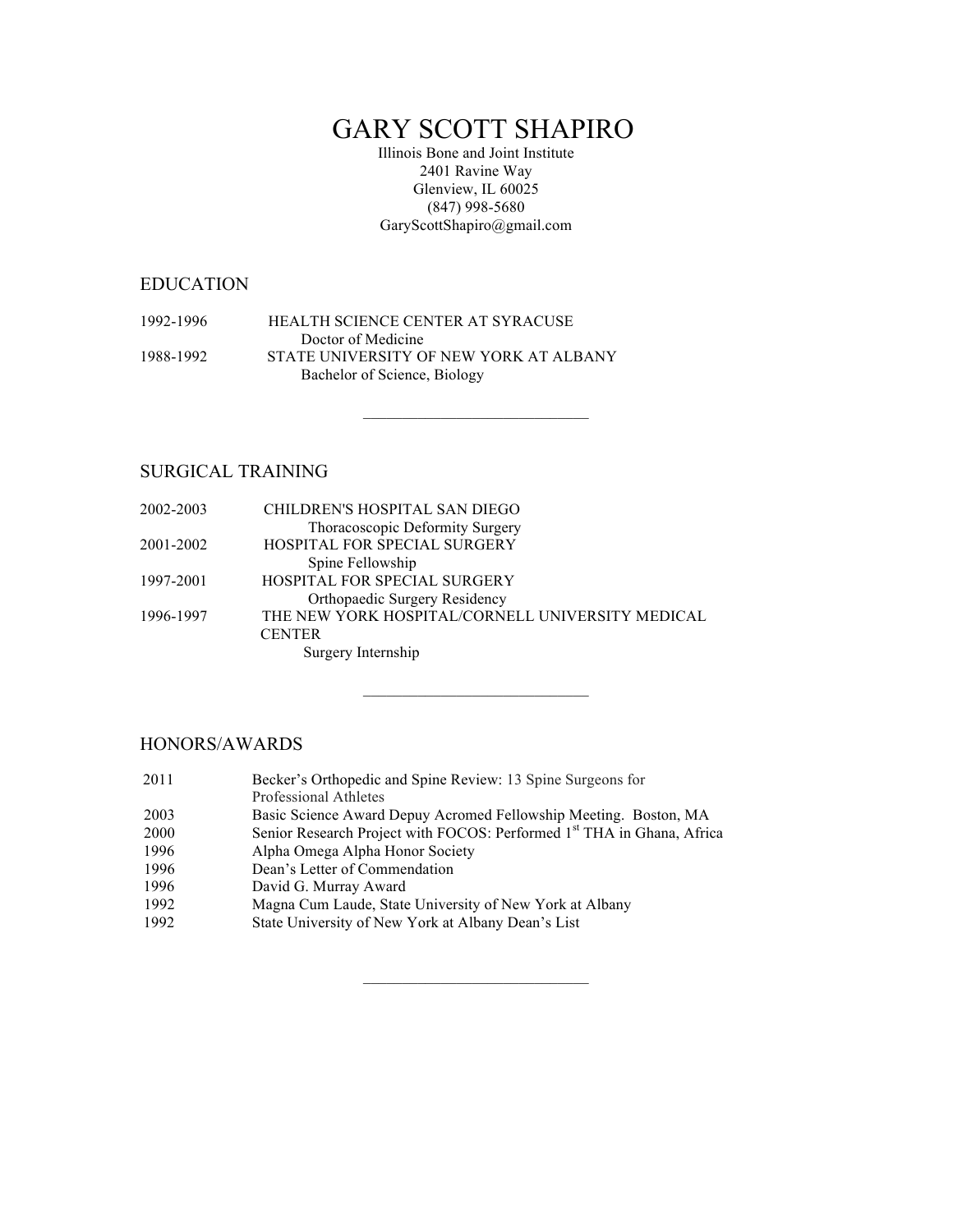# GARY SCOTT SHAPIRO

Illinois Bone and Joint Institute
2401 Ravine Way
Glenview, IL 60025
(847) 998-5680
GaryScottShapiro@gmail.com

## EDUCATION

1992-1996 HEALTH SCIENCE CENTER AT SYRACUSE
Doctor of Medicine

1988-1992 STATE UNIVERSITY OF NEW YORK AT ALBANY
Bachelor of Science, Biology

---

## SURGICAL TRAINING

2002-2003 CHILDREN'S HOSPITAL SAN DIEGO
Thoracoscopic Deformity Surgery

2001-2002 HOSPITAL FOR SPECIAL SURGERY
Spine Fellowship

1997-2001 HOSPITAL FOR SPECIAL SURGERY
Orthopaedic Surgery Residency

1996-1997 THE NEW YORK HOSPITAL/CORNELL UNIVERSITY MEDICAL CENTER
Surgery Internship

---

## HONORS/AWARDS

| | |
|---|---|
| 2011 | Becker's Orthopedic and Spine Review: 13 Spine Surgeons for Professional Athletes |
| 2003 | Basic Science Award Depuy Acromed Fellowship Meeting. Boston, MA |
| 2000 | Senior Research Project with FOCOS: Performed 1st THA in Ghana, Africa |
| 1996 | Alpha Omega Alpha Honor Society |
| 1996 | Dean's Letter of Commendation |
| 1996 | David G. Murray Award |
| 1992 | Magna Cum Laude, State University of New York at Albany |
| 1992 | State University of New York at Albany Dean's List |

---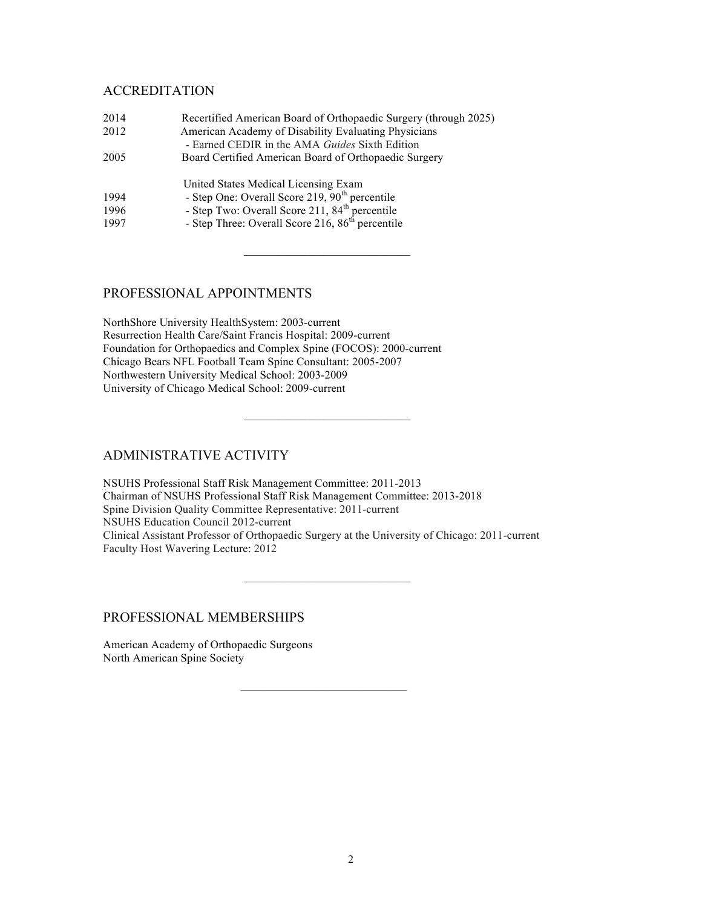## ACCREDITATION

| | |
|---|---|
| 2014 | Recertified American Board of Orthopaedic Surgery (through 2025) |
| 2012 | American Academy of Disability Evaluating Physicians<br>- Earned CEDIR in the AMA *Guides* Sixth Edition |
| 2005 | Board Certified American Board of Orthopaedic Surgery |
| | United States Medical Licensing Exam |
| 1994 | - Step One: Overall Score 219, 90th percentile |
| 1996 | - Step Two: Overall Score 211, 84th percentile |
| 1997 | - Step Three: Overall Score 216, 86th percentile |

---

## PROFESSIONAL APPOINTMENTS

NorthShore University HealthSystem: 2003-current
Resurrection Health Care/Saint Francis Hospital: 2009-current
Foundation for Orthopaedics and Complex Spine (FOCOS): 2000-current
Chicago Bears NFL Football Team Spine Consultant: 2005-2007
Northwestern University Medical School: 2003-2009
University of Chicago Medical School: 2009-current

---

## ADMINISTRATIVE ACTIVITY

NSUHS Professional Staff Risk Management Committee: 2011-2013
Chairman of NSUHS Professional Staff Risk Management Committee: 2013-2018
Spine Division Quality Committee Representative: 2011-current
NSUHS Education Council 2012-current
Clinical Assistant Professor of Orthopaedic Surgery at the University of Chicago: 2011-current
Faculty Host Wavering Lecture: 2012

---

## PROFESSIONAL MEMBERSHIPS

American Academy of Orthopaedic Surgeons
North American Spine Society

---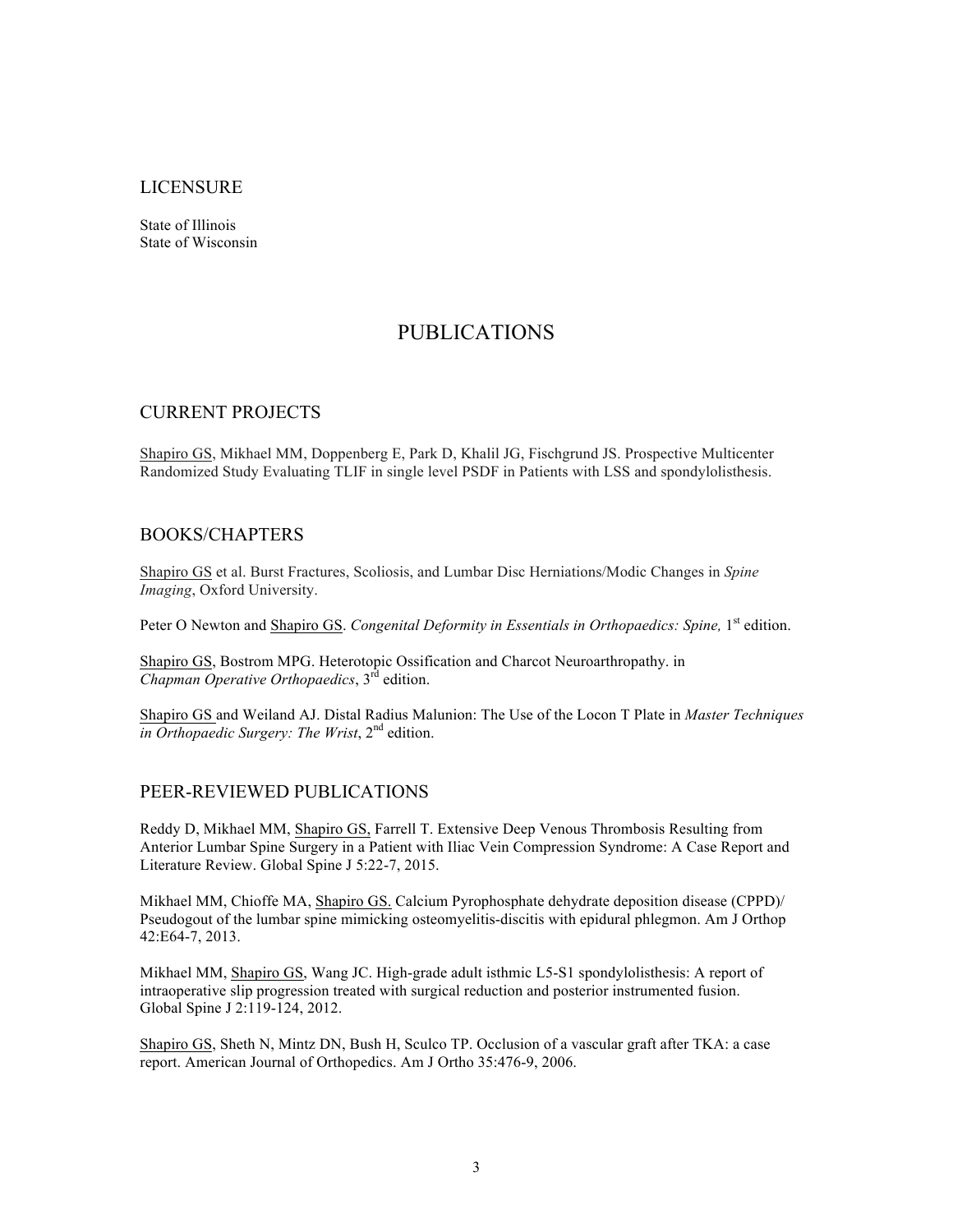## LICENSURE

State of Illinois
State of Wisconsin

# PUBLICATIONS

## CURRENT PROJECTS

<u>Shapiro GS</u>, Mikhael MM, Doppenberg E, Park D, Khalil JG, Fischgrund JS. Prospective Multicenter Randomized Study Evaluating TLIF in single level PSDF in Patients with LSS and spondylolisthesis.

## BOOKS/CHAPTERS

<u>Shapiro GS</u> et al. Burst Fractures, Scoliosis, and Lumbar Disc Herniations/Modic Changes in *Spine Imaging*, Oxford University.

Peter O Newton and <u>Shapiro GS</u>. *Congenital Deformity in Essentials in Orthopaedics: Spine,* 1st edition.

<u>Shapiro GS</u>, Bostrom MPG. Heterotopic Ossification and Charcot Neuroarthropathy. in *Chapman Operative Orthopaedics*, 3rd edition.

<u>Shapiro GS</u> and Weiland AJ. Distal Radius Malunion: The Use of the Locon T Plate in *Master Techniques in Orthopaedic Surgery: The Wrist*, 2nd edition.

## PEER-REVIEWED PUBLICATIONS

Reddy D, Mikhael MM, <u>Shapiro GS,</u> Farrell T. Extensive Deep Venous Thrombosis Resulting from Anterior Lumbar Spine Surgery in a Patient with Iliac Vein Compression Syndrome: A Case Report and Literature Review. Global Spine J 5:22-7, 2015.

Mikhael MM, Chioffe MA, <u>Shapiro GS.</u> Calcium Pyrophosphate dehydrate deposition disease (CPPD)/ Pseudogout of the lumbar spine mimicking osteomyelitis-discitis with epidural phlegmon. Am J Orthop 42:E64-7, 2013.

Mikhael MM, <u>Shapiro GS</u>, Wang JC. High-grade adult isthmic L5-S1 spondylolisthesis: A report of intraoperative slip progression treated with surgical reduction and posterior instrumented fusion. Global Spine J 2:119-124, 2012.

<u>Shapiro GS</u>, Sheth N, Mintz DN, Bush H, Sculco TP. Occlusion of a vascular graft after TKA: a case report. American Journal of Orthopedics. Am J Ortho 35:476-9, 2006.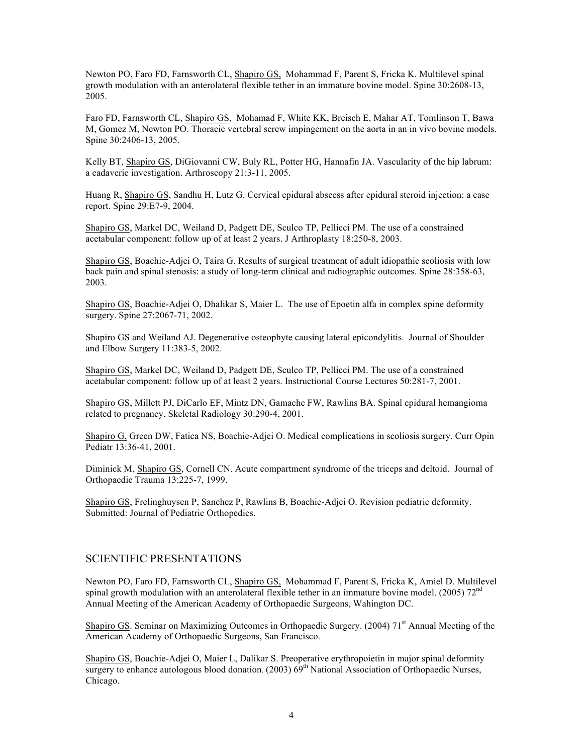Newton PO, Faro FD, Farnsworth CL, Shapiro GS, Mohammad F, Parent S, Fricka K. Multilevel spinal growth modulation with an anterolateral flexible tether in an immature bovine model. Spine 30:2608-13, 2005.

Faro FD, Farnsworth CL, Shapiro GS, Mohamad F, White KK, Breisch E, Mahar AT, Tomlinson T, Bawa M, Gomez M, Newton PO. Thoracic vertebral screw impingement on the aorta in an in vivo bovine models. Spine 30:2406-13, 2005.

Kelly BT, Shapiro GS, DiGiovanni CW, Buly RL, Potter HG, Hannafin JA. Vascularity of the hip labrum: a cadaveric investigation. Arthroscopy 21:3-11, 2005.

Huang R, Shapiro GS, Sandhu H, Lutz G. Cervical epidural abscess after epidural steroid injection: a case report. Spine 29:E7-9, 2004.

Shapiro GS, Markel DC, Weiland D, Padgett DE, Sculco TP, Pellicci PM. The use of a constrained acetabular component: follow up of at least 2 years. J Arthroplasty 18:250-8, 2003.

Shapiro GS, Boachie-Adjei O, Taira G. Results of surgical treatment of adult idiopathic scoliosis with low back pain and spinal stenosis: a study of long-term clinical and radiographic outcomes. Spine 28:358-63, 2003.

Shapiro GS, Boachie-Adjei O, Dhalikar S, Maier L. The use of Epoetin alfa in complex spine deformity surgery. Spine 27:2067-71, 2002.

Shapiro GS and Weiland AJ. Degenerative osteophyte causing lateral epicondylitis. Journal of Shoulder and Elbow Surgery 11:383-5, 2002.

Shapiro GS, Markel DC, Weiland D, Padgett DE, Sculco TP, Pellicci PM. The use of a constrained acetabular component: follow up of at least 2 years. Instructional Course Lectures 50:281-7, 2001.

Shapiro GS, Millett PJ, DiCarlo EF, Mintz DN, Gamache FW, Rawlins BA. Spinal epidural hemangioma related to pregnancy. Skeletal Radiology 30:290-4, 2001.

Shapiro G, Green DW, Fatica NS, Boachie-Adjei O. Medical complications in scoliosis surgery. Curr Opin Pediatr 13:36-41, 2001.

Diminick M, Shapiro GS, Cornell CN. Acute compartment syndrome of the triceps and deltoid. Journal of Orthopaedic Trauma 13:225-7, 1999.

Shapiro GS, Frelinghuysen P, Sanchez P, Rawlins B, Boachie-Adjei O. Revision pediatric deformity. Submitted: Journal of Pediatric Orthopedics.

## SCIENTIFIC PRESENTATIONS

Newton PO, Faro FD, Farnsworth CL, Shapiro GS, Mohammad F, Parent S, Fricka K, Amiel D. Multilevel spinal growth modulation with an anterolateral flexible tether in an immature bovine model. (2005) 72nd Annual Meeting of the American Academy of Orthopaedic Surgeons, Wahington DC.

Shapiro GS. Seminar on Maximizing Outcomes in Orthopaedic Surgery. (2004) 71st Annual Meeting of the American Academy of Orthopaedic Surgeons, San Francisco.

Shapiro GS, Boachie-Adjei O, Maier L, Dalikar S. Preoperative erythropoietin in major spinal deformity surgery to enhance autologous blood donation. (2003) 69th National Association of Orthopaedic Nurses, Chicago.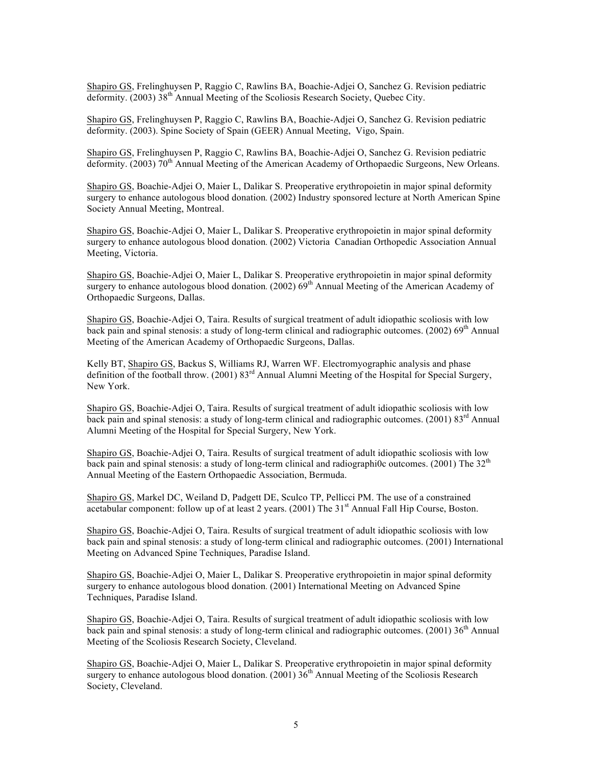<u>Shapiro GS</u>, Frelinghuysen P, Raggio C, Rawlins BA, Boachie-Adjei O, Sanchez G. Revision pediatric deformity. (2003) 38th Annual Meeting of the Scoliosis Research Society, Quebec City.

<u>Shapiro GS</u>, Frelinghuysen P, Raggio C, Rawlins BA, Boachie-Adjei O, Sanchez G. Revision pediatric deformity. (2003). Spine Society of Spain (GEER) Annual Meeting, Vigo, Spain.

<u>Shapiro GS</u>, Frelinghuysen P, Raggio C, Rawlins BA, Boachie-Adjei O, Sanchez G. Revision pediatric deformity. (2003) 70th Annual Meeting of the American Academy of Orthopaedic Surgeons, New Orleans.

<u>Shapiro GS</u>, Boachie-Adjei O, Maier L, Dalikar S. Preoperative erythropoietin in major spinal deformity surgery to enhance autologous blood donation. (2002) Industry sponsored lecture at North American Spine Society Annual Meeting, Montreal.

<u>Shapiro GS</u>, Boachie-Adjei O, Maier L, Dalikar S. Preoperative erythropoietin in major spinal deformity surgery to enhance autologous blood donation. (2002) Victoria Canadian Orthopedic Association Annual Meeting, Victoria.

<u>Shapiro GS</u>, Boachie-Adjei O, Maier L, Dalikar S. Preoperative erythropoietin in major spinal deformity surgery to enhance autologous blood donation. (2002) 69th Annual Meeting of the American Academy of Orthopaedic Surgeons, Dallas.

<u>Shapiro GS</u>, Boachie-Adjei O, Taira. Results of surgical treatment of adult idiopathic scoliosis with low back pain and spinal stenosis: a study of long-term clinical and radiographic outcomes. (2002) 69th Annual Meeting of the American Academy of Orthopaedic Surgeons, Dallas.

Kelly BT, <u>Shapiro GS</u>, Backus S, Williams RJ, Warren WF. Electromyographic analysis and phase definition of the football throw. (2001) 83rd Annual Alumni Meeting of the Hospital for Special Surgery, New York.

<u>Shapiro GS</u>, Boachie-Adjei O, Taira. Results of surgical treatment of adult idiopathic scoliosis with low back pain and spinal stenosis: a study of long-term clinical and radiographic outcomes. (2001) 83rd Annual Alumni Meeting of the Hospital for Special Surgery, New York.

<u>Shapiro GS</u>, Boachie-Adjei O, Taira. Results of surgical treatment of adult idiopathic scoliosis with low back pain and spinal stenosis: a study of long-term clinical and radiographi0c outcomes. (2001) The 32th Annual Meeting of the Eastern Orthopaedic Association, Bermuda.

<u>Shapiro GS</u>, Markel DC, Weiland D, Padgett DE, Sculco TP, Pellicci PM. The use of a constrained acetabular component: follow up of at least 2 years. (2001) The 31st Annual Fall Hip Course, Boston.

<u>Shapiro GS</u>, Boachie-Adjei O, Taira. Results of surgical treatment of adult idiopathic scoliosis with low back pain and spinal stenosis: a study of long-term clinical and radiographic outcomes. (2001) International Meeting on Advanced Spine Techniques, Paradise Island.

<u>Shapiro GS</u>, Boachie-Adjei O, Maier L, Dalikar S. Preoperative erythropoietin in major spinal deformity surgery to enhance autologous blood donation. (2001) International Meeting on Advanced Spine Techniques, Paradise Island.

<u>Shapiro GS</u>, Boachie-Adjei O, Taira. Results of surgical treatment of adult idiopathic scoliosis with low back pain and spinal stenosis: a study of long-term clinical and radiographic outcomes. (2001) 36th Annual Meeting of the Scoliosis Research Society, Cleveland.

<u>Shapiro GS</u>, Boachie-Adjei O, Maier L, Dalikar S. Preoperative erythropoietin in major spinal deformity surgery to enhance autologous blood donation. (2001) 36th Annual Meeting of the Scoliosis Research Society, Cleveland.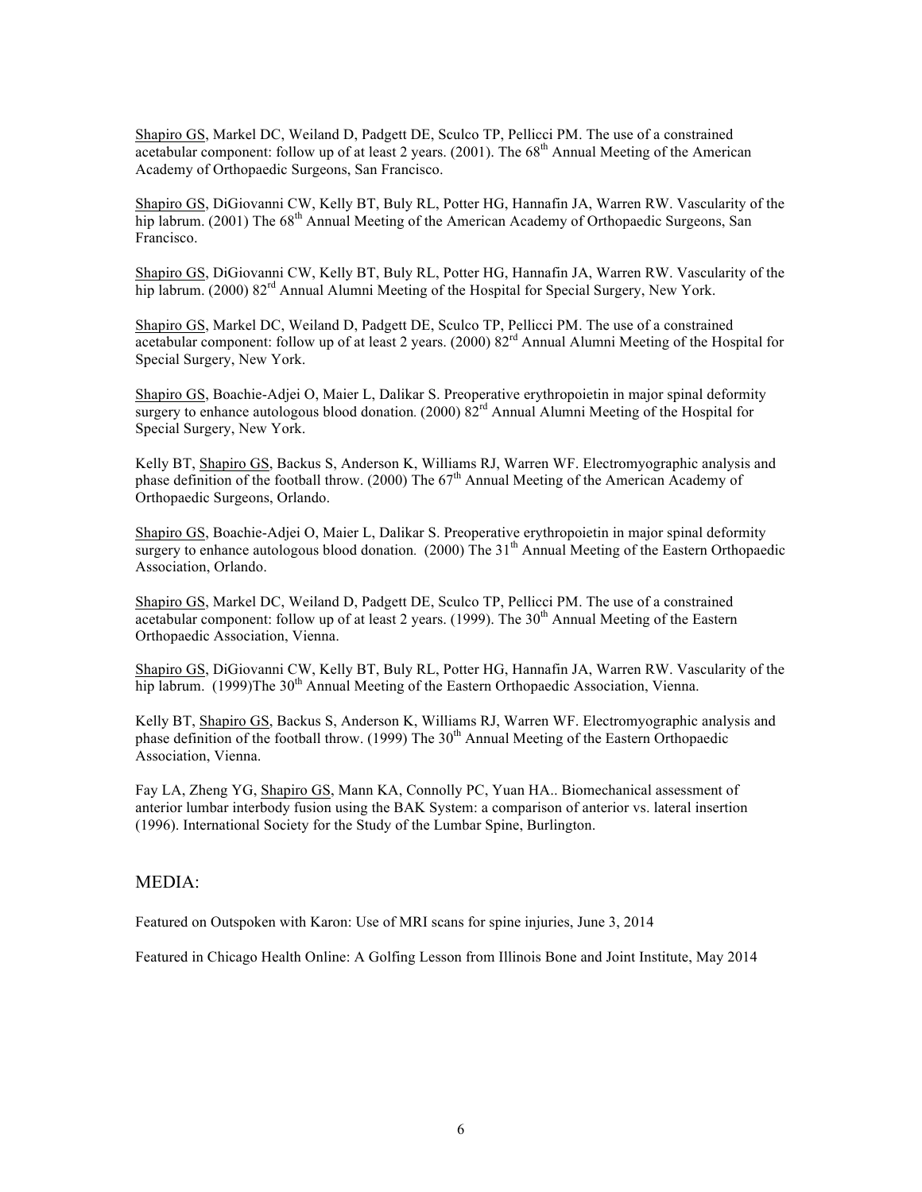Shapiro GS, Markel DC, Weiland D, Padgett DE, Sculco TP, Pellicci PM. The use of a constrained acetabular component: follow up of at least 2 years. (2001). The 68th Annual Meeting of the American Academy of Orthopaedic Surgeons, San Francisco.

Shapiro GS, DiGiovanni CW, Kelly BT, Buly RL, Potter HG, Hannafin JA, Warren RW. Vascularity of the hip labrum. (2001) The 68th Annual Meeting of the American Academy of Orthopaedic Surgeons, San Francisco.

Shapiro GS, DiGiovanni CW, Kelly BT, Buly RL, Potter HG, Hannafin JA, Warren RW. Vascularity of the hip labrum. (2000) 82rd Annual Alumni Meeting of the Hospital for Special Surgery, New York.

Shapiro GS, Markel DC, Weiland D, Padgett DE, Sculco TP, Pellicci PM. The use of a constrained acetabular component: follow up of at least 2 years. (2000) 82rd Annual Alumni Meeting of the Hospital for Special Surgery, New York.

Shapiro GS, Boachie-Adjei O, Maier L, Dalikar S. Preoperative erythropoietin in major spinal deformity surgery to enhance autologous blood donation. (2000) 82rd Annual Alumni Meeting of the Hospital for Special Surgery, New York.

Kelly BT, Shapiro GS, Backus S, Anderson K, Williams RJ, Warren WF. Electromyographic analysis and phase definition of the football throw. (2000) The 67th Annual Meeting of the American Academy of Orthopaedic Surgeons, Orlando.

Shapiro GS, Boachie-Adjei O, Maier L, Dalikar S. Preoperative erythropoietin in major spinal deformity surgery to enhance autologous blood donation. (2000) The 31th Annual Meeting of the Eastern Orthopaedic Association, Orlando.

Shapiro GS, Markel DC, Weiland D, Padgett DE, Sculco TP, Pellicci PM. The use of a constrained acetabular component: follow up of at least 2 years. (1999). The 30th Annual Meeting of the Eastern Orthopaedic Association, Vienna.

Shapiro GS, DiGiovanni CW, Kelly BT, Buly RL, Potter HG, Hannafin JA, Warren RW. Vascularity of the hip labrum. (1999)The 30th Annual Meeting of the Eastern Orthopaedic Association, Vienna.

Kelly BT, Shapiro GS, Backus S, Anderson K, Williams RJ, Warren WF. Electromyographic analysis and phase definition of the football throw. (1999) The 30th Annual Meeting of the Eastern Orthopaedic Association, Vienna.

Fay LA, Zheng YG, Shapiro GS, Mann KA, Connolly PC, Yuan HA.. Biomechanical assessment of anterior lumbar interbody fusion using the BAK System: a comparison of anterior vs. lateral insertion (1996). International Society for the Study of the Lumbar Spine, Burlington.

## MEDIA:

Featured on Outspoken with Karon: Use of MRI scans for spine injuries, June 3, 2014

Featured in Chicago Health Online: A Golfing Lesson from Illinois Bone and Joint Institute, May 2014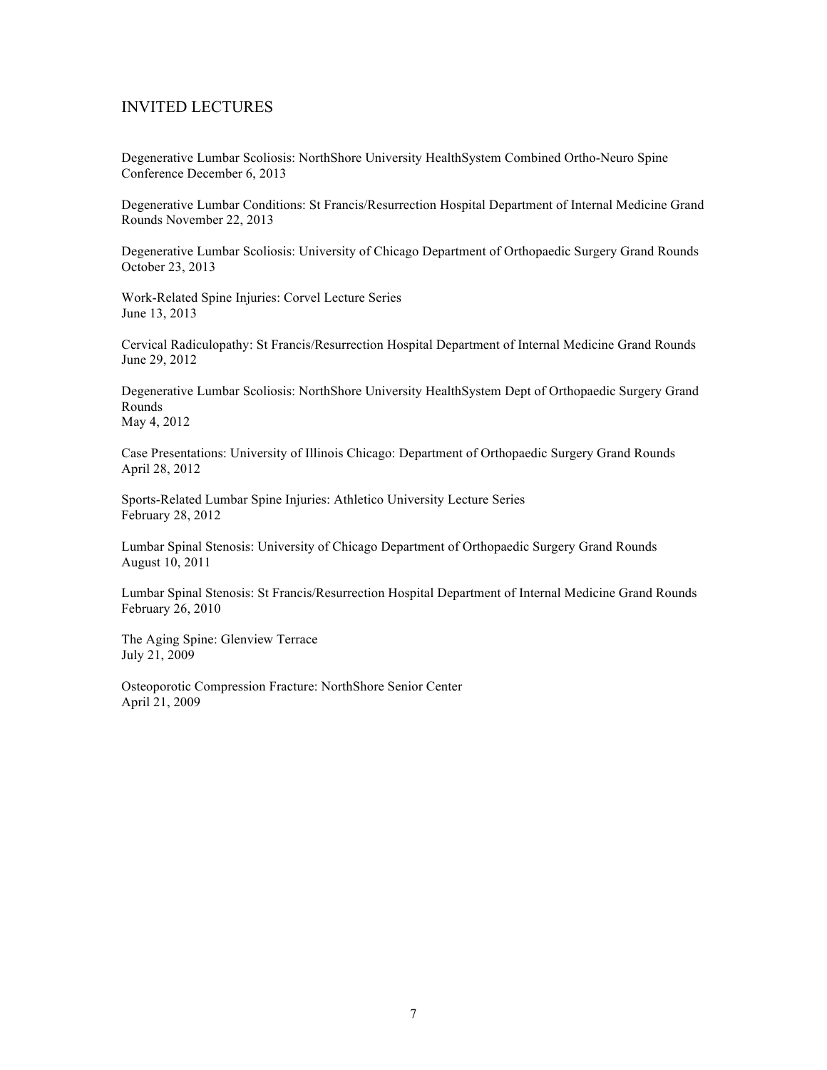## INVITED LECTURES

Degenerative Lumbar Scoliosis: NorthShore University HealthSystem Combined Ortho-Neuro Spine Conference December 6, 2013

Degenerative Lumbar Conditions: St Francis/Resurrection Hospital Department of Internal Medicine Grand Rounds November 22, 2013

Degenerative Lumbar Scoliosis: University of Chicago Department of Orthopaedic Surgery Grand Rounds October 23, 2013

Work-Related Spine Injuries: Corvel Lecture Series
June 13, 2013

Cervical Radiculopathy: St Francis/Resurrection Hospital Department of Internal Medicine Grand Rounds June 29, 2012

Degenerative Lumbar Scoliosis: NorthShore University HealthSystem Dept of Orthopaedic Surgery Grand Rounds
May 4, 2012

Case Presentations: University of Illinois Chicago: Department of Orthopaedic Surgery Grand Rounds April 28, 2012

Sports-Related Lumbar Spine Injuries: Athletico University Lecture Series
February 28, 2012

Lumbar Spinal Stenosis: University of Chicago Department of Orthopaedic Surgery Grand Rounds August 10, 2011

Lumbar Spinal Stenosis: St Francis/Resurrection Hospital Department of Internal Medicine Grand Rounds February 26, 2010

The Aging Spine: Glenview Terrace
July 21, 2009

Osteoporotic Compression Fracture: NorthShore Senior Center
April 21, 2009